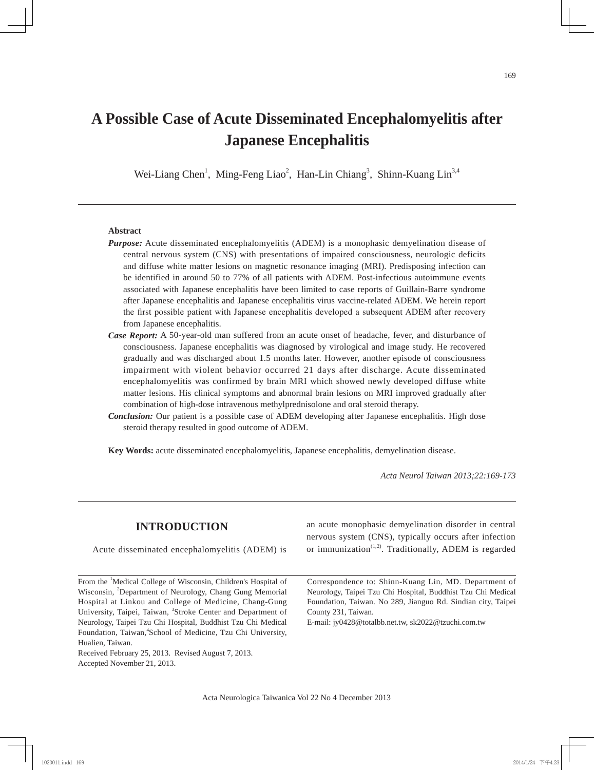# A Possible Case of Acute Disseminated Encephalomyelitis after Japanese Encephalitis

Wei-Liang Chen[1], Ming-Feng Liao[2], Han-Lin Chiang[3], Shinn-Kuang Lin[3,4]

---

### Abstract

***Purpose:*** Acute disseminated encephalomyelitis (ADEM) is a monophasic demyelination disease of central nervous system (CNS) with presentations of impaired consciousness, neurologic deficits and diffuse white matter lesions on magnetic resonance imaging (MRI). Predisposing infection can be identified in around 50 to 77% of all patients with ADEM. Post-infectious autoimmune events associated with Japanese encephalitis have been limited to case reports of Guillain-Barre syndrome after Japanese encephalitis and Japanese encephalitis virus vaccine-related ADEM. We herein report the first possible patient with Japanese encephalitis developed a subsequent ADEM after recovery from Japanese encephalitis.

***Case Report:*** A 50-year-old man suffered from an acute onset of headache, fever, and disturbance of consciousness. Japanese encephalitis was diagnosed by virological and image study. He recovered gradually and was discharged about 1.5 months later. However, another episode of consciousness impairment with violent behavior occurred 21 days after discharge. Acute disseminated encephalomyelitis was confirmed by brain MRI which showed newly developed diffuse white matter lesions. His clinical symptoms and abnormal brain lesions on MRI improved gradually after combination of high-dose intravenous methylprednisolone and oral steroid therapy.

***Conclusion:*** Our patient is a possible case of ADEM developing after Japanese encephalitis. High dose steroid therapy resulted in good outcome of ADEM.

**Key Words:** acute disseminated encephalomyelitis, Japanese encephalitis, demyelination disease.

*Acta Neurol Taiwan 2013;22:169-173*

---

## INTRODUCTION

Acute disseminated encephalomyelitis (ADEM) is an acute monophasic demyelination disorder in central nervous system (CNS), typically occurs after infection or immunization[1,2]. Traditionally, ADEM is regarded

---

From the [1]Medical College of Wisconsin, Children's Hospital of Wisconsin, [2]Department of Neurology, Chang Gung Memorial Hospital at Linkou and College of Medicine, Chang-Gung University, Taipei, Taiwan, [3]Stroke Center and Department of Neurology, Taipei Tzu Chi Hospital, Buddhist Tzu Chi Medical Foundation, Taiwan,[4]School of Medicine, Tzu Chi University, Hualien, Taiwan.

Received February 25, 2013. Revised August 7, 2013. Accepted November 21, 2013.

Correspondence to: Shinn-Kuang Lin, MD. Department of Neurology, Taipei Tzu Chi Hospital, Buddhist Tzu Chi Medical Foundation, Taiwan. No 289, Jianguo Rd. Sindian city, Taipei County 231, Taiwan.

E-mail: jy0428@totalbb.net.tw, sk2022@tzuchi.com.tw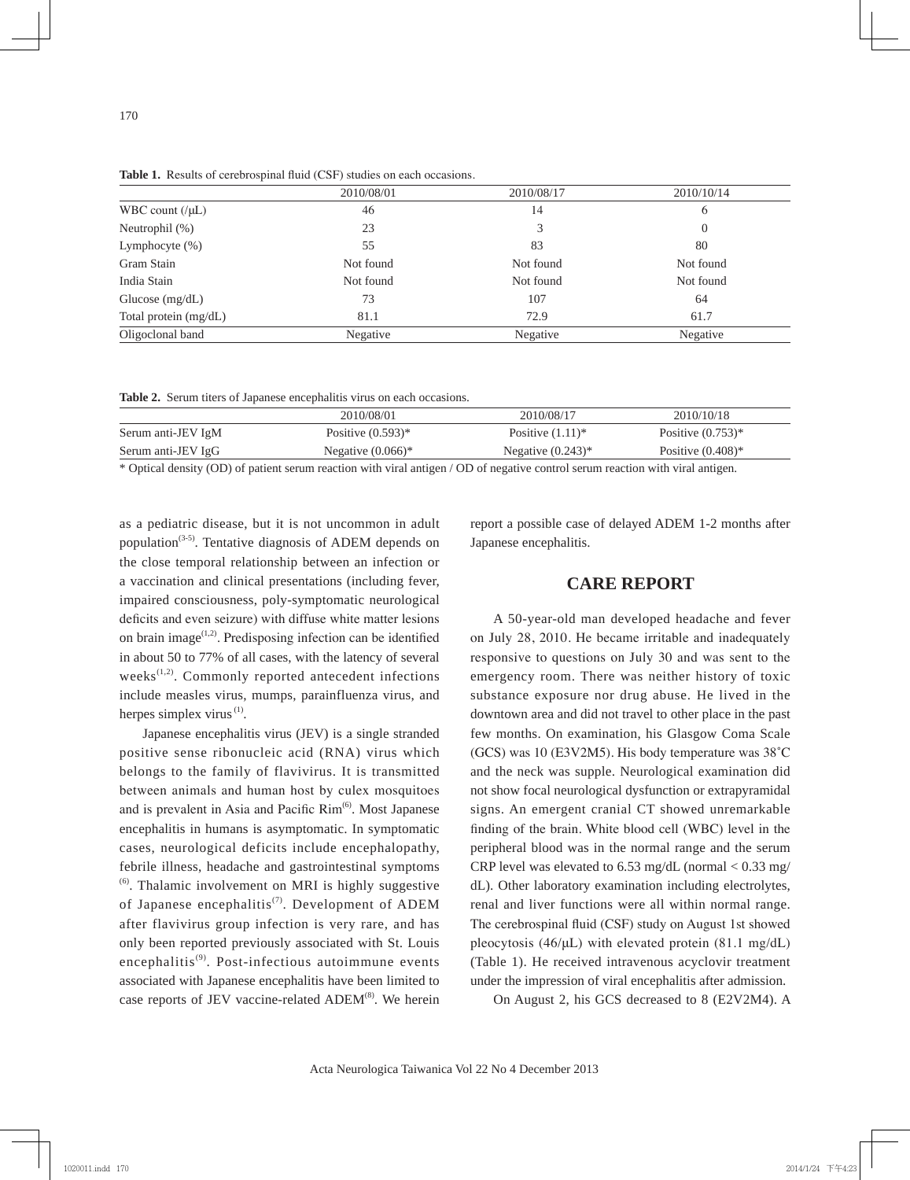**Table 1.** Results of cerebrospinal fluid (CSF) studies on each occasions.

| | 2010/08/01 | 2010/08/17 | 2010/10/14 |
|---|---|---|---|
| WBC count (/μL) | 46 | 14 | 6 |
| Neutrophil (%) | 23 | 3 | 0 |
| Lymphocyte (%) | 55 | 83 | 80 |
| Gram Stain | Not found | Not found | Not found |
| India Stain | Not found | Not found | Not found |
| Glucose (mg/dL) | 73 | 107 | 64 |
| Total protein (mg/dL) | 81.1 | 72.9 | 61.7 |
| Oligoclonal band | Negative | Negative | Negative |

**Table 2.** Serum titers of Japanese encephalitis virus on each occasions.

| | 2010/08/01 | 2010/08/17 | 2010/10/18 |
|---|---|---|---|
| Serum anti-JEV IgM | Positive (0.593)* | Positive (1.11)* | Positive (0.753)* |
| Serum anti-JEV IgG | Negative (0.066)* | Negative (0.243)* | Positive (0.408)* |

* Optical density (OD) of patient serum reaction with viral antigen / OD of negative control serum reaction with viral antigen.

as a pediatric disease, but it is not uncommon in adult population[3-5]. Tentative diagnosis of ADEM depends on the close temporal relationship between an infection or a vaccination and clinical presentations (including fever, impaired consciousness, poly-symptomatic neurological deficits and even seizure) with diffuse white matter lesions on brain image[1,2]. Predisposing infection can be identified in about 50 to 77% of all cases, with the latency of several weeks[1,2]. Commonly reported antecedent infections include measles virus, mumps, parainfluenza virus, and herpes simplex virus[1].

Japanese encephalitis virus (JEV) is a single stranded positive sense ribonucleic acid (RNA) virus which belongs to the family of flavivirus. It is transmitted between animals and human host by culex mosquitoes and is prevalent in Asia and Pacific Rim[6]. Most Japanese encephalitis in humans is asymptomatic. In symptomatic cases, neurological deficits include encephalopathy, febrile illness, headache and gastrointestinal symptoms [6]. Thalamic involvement on MRI is highly suggestive of Japanese encephalitis[7]. Development of ADEM after flavivirus group infection is very rare, and has only been reported previously associated with St. Louis encephalitis[9]. Post-infectious autoimmune events associated with Japanese encephalitis have been limited to case reports of JEV vaccine-related ADEM[8]. We herein report a possible case of delayed ADEM 1-2 months after Japanese encephalitis.

## CARE REPORT

A 50-year-old man developed headache and fever on July 28, 2010. He became irritable and inadequately responsive to questions on July 30 and was sent to the emergency room. There was neither history of toxic substance exposure nor drug abuse. He lived in the downtown area and did not travel to other place in the past few months. On examination, his Glasgow Coma Scale (GCS) was 10 (E3V2M5). His body temperature was 38˚C and the neck was supple. Neurological examination did not show focal neurological dysfunction or extrapyramidal signs. An emergent cranial CT showed unremarkable finding of the brain. White blood cell (WBC) level in the peripheral blood was in the normal range and the serum CRP level was elevated to 6.53 mg/dL (normal < 0.33 mg/dL). Other laboratory examination including electrolytes, renal and liver functions were all within normal range. The cerebrospinal fluid (CSF) study on August 1st showed pleocytosis (46/μL) with elevated protein (81.1 mg/dL) (Table 1). He received intravenous acyclovir treatment under the impression of viral encephalitis after admission.

On August 2, his GCS decreased to 8 (E2V2M4). A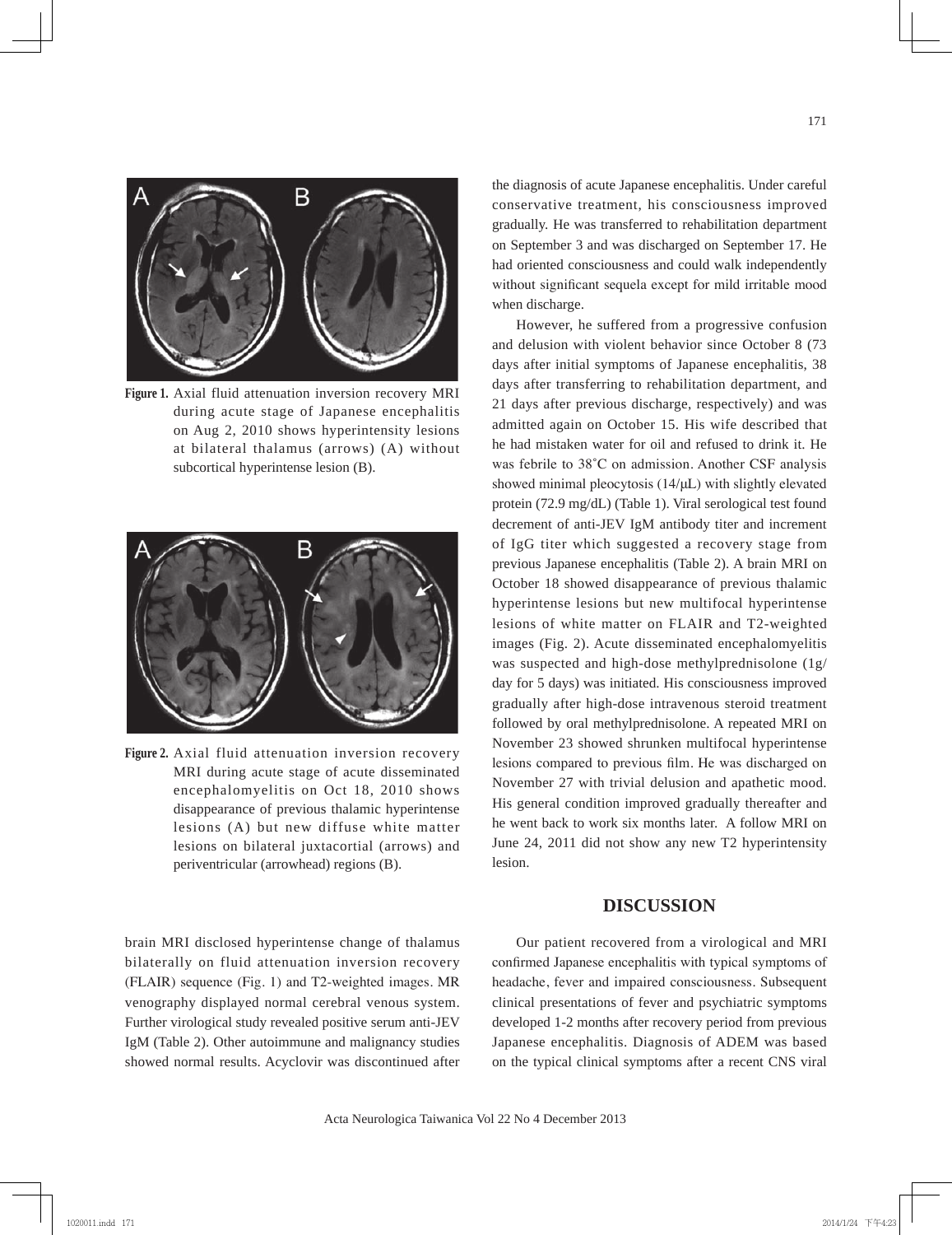Figure 1. Axial fluid attenuation inversion recovery MRI during acute stage of Japanese encephalitis on Aug 2, 2010 shows hyperintensity lesions at bilateral thalamus (arrows) (A) without subcortical hyperintense lesion (B).

Figure 2. Axial fluid attenuation inversion recovery MRI during acute stage of acute disseminated encephalomyelitis on Oct 18, 2010 shows disappearance of previous thalamic hyperintense lesions (A) but new diffuse white matter lesions on bilateral juxtacortial (arrows) and periventricular (arrowhead) regions (B).

brain MRI disclosed hyperintense change of thalamus bilaterally on fluid attenuation inversion recovery (FLAIR) sequence (Fig. 1) and T2-weighted images. MR venography displayed normal cerebral venous system. Further virological study revealed positive serum anti-JEV IgM (Table 2). Other autoimmune and malignancy studies showed normal results. Acyclovir was discontinued after the diagnosis of acute Japanese encephalitis. Under careful conservative treatment, his consciousness improved gradually. He was transferred to rehabilitation department on September 3 and was discharged on September 17. He had oriented consciousness and could walk independently without significant sequela except for mild irritable mood when discharge.

However, he suffered from a progressive confusion and delusion with violent behavior since October 8 (73 days after initial symptoms of Japanese encephalitis, 38 days after transferring to rehabilitation department, and 21 days after previous discharge, respectively) and was admitted again on October 15. His wife described that he had mistaken water for oil and refused to drink it. He was febrile to 38˚C on admission. Another CSF analysis showed minimal pleocytosis (14/μL) with slightly elevated protein (72.9 mg/dL) (Table 1). Viral serological test found decrement of anti-JEV IgM antibody titer and increment of IgG titer which suggested a recovery stage from previous Japanese encephalitis (Table 2). A brain MRI on October 18 showed disappearance of previous thalamic hyperintense lesions but new multifocal hyperintense lesions of white matter on FLAIR and T2-weighted images (Fig. 2). Acute disseminated encephalomyelitis was suspected and high-dose methylprednisolone (1g/day for 5 days) was initiated. His consciousness improved gradually after high-dose intravenous steroid treatment followed by oral methylprednisolone. A repeated MRI on November 23 showed shrunken multifocal hyperintense lesions compared to previous film. He was discharged on November 27 with trivial delusion and apathetic mood. His general condition improved gradually thereafter and he went back to work six months later. A follow MRI on June 24, 2011 did not show any new T2 hyperintensity lesion.

## DISCUSSION

Our patient recovered from a virological and MRI confirmed Japanese encephalitis with typical symptoms of headache, fever and impaired consciousness. Subsequent clinical presentations of fever and psychiatric symptoms developed 1-2 months after recovery period from previous Japanese encephalitis. Diagnosis of ADEM was based on the typical clinical symptoms after a recent CNS viral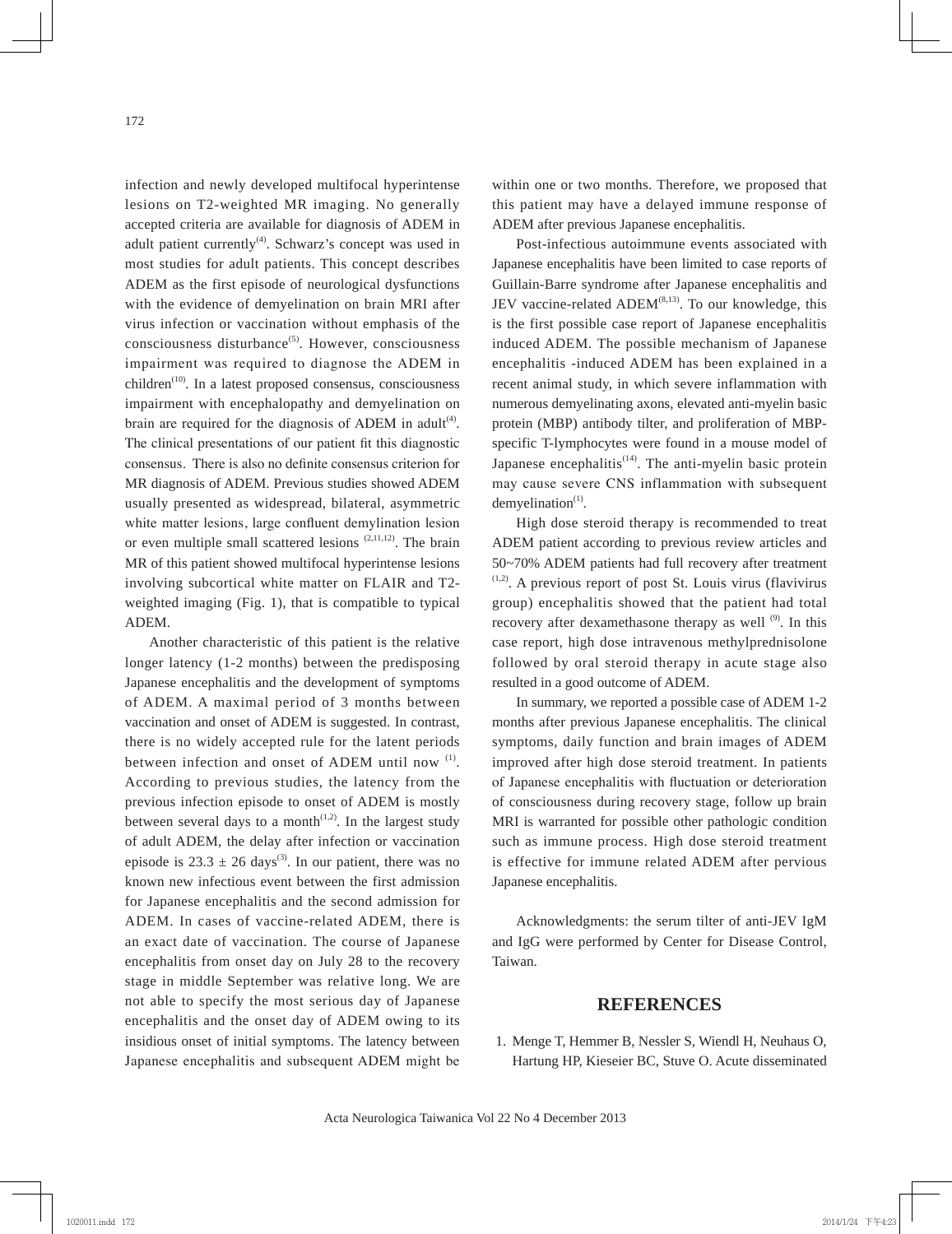infection and newly developed multifocal hyperintense lesions on T2-weighted MR imaging. No generally accepted criteria are available for diagnosis of ADEM in adult patient currently[4]. Schwarz's concept was used in most studies for adult patients. This concept describes ADEM as the first episode of neurological dysfunctions with the evidence of demyelination on brain MRI after virus infection or vaccination without emphasis of the consciousness disturbance[5]. However, consciousness impairment was required to diagnose the ADEM in children[10]. In a latest proposed consensus, consciousness impairment with encephalopathy and demyelination on brain are required for the diagnosis of ADEM in adult[4]. The clinical presentations of our patient fit this diagnostic consensus. There is also no definite consensus criterion for MR diagnosis of ADEM. Previous studies showed ADEM usually presented as widespread, bilateral, asymmetric white matter lesions, large confluent demylination lesion or even multiple small scattered lesions [2,11,12]. The brain MR of this patient showed multifocal hyperintense lesions involving subcortical white matter on FLAIR and T2-weighted imaging (Fig. 1), that is compatible to typical ADEM.

Another characteristic of this patient is the relative longer latency (1-2 months) between the predisposing Japanese encephalitis and the development of symptoms of ADEM. A maximal period of 3 months between vaccination and onset of ADEM is suggested. In contrast, there is no widely accepted rule for the latent periods between infection and onset of ADEM until now [1]. According to previous studies, the latency from the previous infection episode to onset of ADEM is mostly between several days to a month[1,2]. In the largest study of adult ADEM, the delay after infection or vaccination episode is $23.3 \pm 26$ days[3]. In our patient, there was no known new infectious event between the first admission for Japanese encephalitis and the second admission for ADEM. In cases of vaccine-related ADEM, there is an exact date of vaccination. The course of Japanese encephalitis from onset day on July 28 to the recovery stage in middle September was relative long. We are not able to specify the most serious day of Japanese encephalitis and the onset day of ADEM owing to its insidious onset of initial symptoms. The latency between Japanese encephalitis and subsequent ADEM might be within one or two months. Therefore, we proposed that this patient may have a delayed immune response of ADEM after previous Japanese encephalitis.

Post-infectious autoimmune events associated with Japanese encephalitis have been limited to case reports of Guillain-Barre syndrome after Japanese encephalitis and JEV vaccine-related ADEM[8,13]. To our knowledge, this is the first possible case report of Japanese encephalitis induced ADEM. The possible mechanism of Japanese encephalitis -induced ADEM has been explained in a recent animal study, in which severe inflammation with numerous demyelinating axons, elevated anti-myelin basic protein (MBP) antibody tilter, and proliferation of MBP-specific T-lymphocytes were found in a mouse model of Japanese encephalitis[14]. The anti-myelin basic protein may cause severe CNS inflammation with subsequent demyelination[1].

High dose steroid therapy is recommended to treat ADEM patient according to previous review articles and 50~70% ADEM patients had full recovery after treatment [1,2]. A previous report of post St. Louis virus (flavivirus group) encephalitis showed that the patient had total recovery after dexamethasone therapy as well [9]. In this case report, high dose intravenous methylprednisolone followed by oral steroid therapy in acute stage also resulted in a good outcome of ADEM.

In summary, we reported a possible case of ADEM 1-2 months after previous Japanese encephalitis. The clinical symptoms, daily function and brain images of ADEM improved after high dose steroid treatment. In patients of Japanese encephalitis with fluctuation or deterioration of consciousness during recovery stage, follow up brain MRI is warranted for possible other pathologic condition such as immune process. High dose steroid treatment is effective for immune related ADEM after pervious Japanese encephalitis.

Acknowledgments: the serum tilter of anti-JEV IgM and IgG were performed by Center for Disease Control, Taiwan.

## REFERENCES

1. Menge T, Hemmer B, Nessler S, Wiendl H, Neuhaus O, Hartung HP, Kieseier BC, Stuve O. Acute disseminated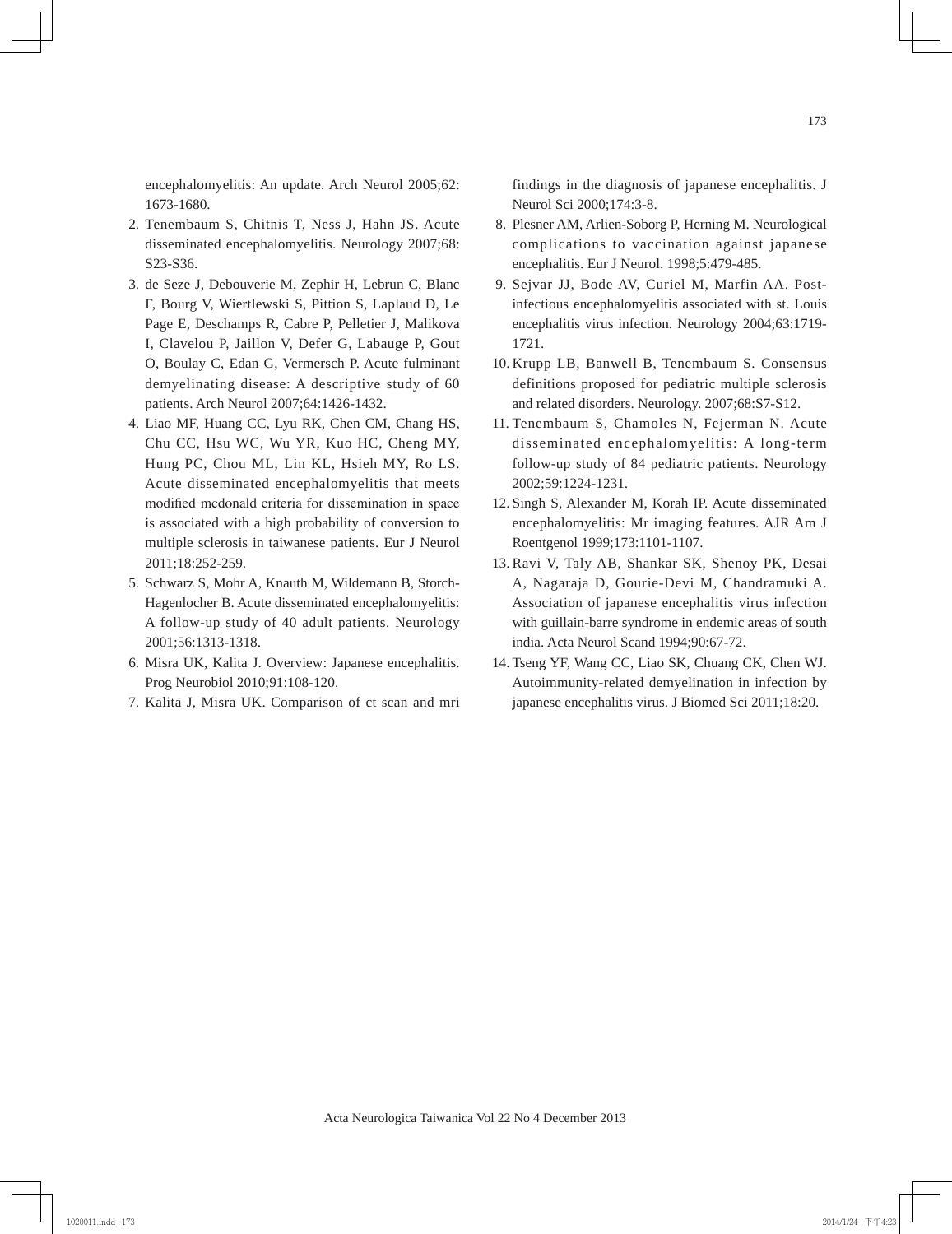encephalomyelitis: An update. Arch Neurol 2005;62: 1673-1680.

2. Tenembaum S, Chitnis T, Ness J, Hahn JS. Acute disseminated encephalomyelitis. Neurology 2007;68: S23-S36.
3. de Seze J, Debouverie M, Zephir H, Lebrun C, Blanc F, Bourg V, Wiertlewski S, Pittion S, Laplaud D, Le Page E, Deschamps R, Cabre P, Pelletier J, Malikova I, Clavelou P, Jaillon V, Defer G, Labauge P, Gout O, Boulay C, Edan G, Vermersch P. Acute fulminant demyelinating disease: A descriptive study of 60 patients. Arch Neurol 2007;64:1426-1432.
4. Liao MF, Huang CC, Lyu RK, Chen CM, Chang HS, Chu CC, Hsu WC, Wu YR, Kuo HC, Cheng MY, Hung PC, Chou ML, Lin KL, Hsieh MY, Ro LS. Acute disseminated encephalomyelitis that meets modified mcdonald criteria for dissemination in space is associated with a high probability of conversion to multiple sclerosis in taiwanese patients. Eur J Neurol 2011;18:252-259.
5. Schwarz S, Mohr A, Knauth M, Wildemann B, Storch-Hagenlocher B. Acute disseminated encephalomyelitis: A follow-up study of 40 adult patients. Neurology 2001;56:1313-1318.
6. Misra UK, Kalita J. Overview: Japanese encephalitis. Prog Neurobiol 2010;91:108-120.
7. Kalita J, Misra UK. Comparison of ct scan and mri findings in the diagnosis of japanese encephalitis. J Neurol Sci 2000;174:3-8.
8. Plesner AM, Arlien-Soborg P, Herning M. Neurological complications to vaccination against japanese encephalitis. Eur J Neurol. 1998;5:479-485.
9. Sejvar JJ, Bode AV, Curiel M, Marfin AA. Post-infectious encephalomyelitis associated with st. Louis encephalitis virus infection. Neurology 2004;63:1719-1721.
10. Krupp LB, Banwell B, Tenembaum S. Consensus definitions proposed for pediatric multiple sclerosis and related disorders. Neurology. 2007;68:S7-S12.
11. Tenembaum S, Chamoles N, Fejerman N. Acute disseminated encephalomyelitis: A long-term follow-up study of 84 pediatric patients. Neurology 2002;59:1224-1231.
12. Singh S, Alexander M, Korah IP. Acute disseminated encephalomyelitis: Mr imaging features. AJR Am J Roentgenol 1999;173:1101-1107.
13. Ravi V, Taly AB, Shankar SK, Shenoy PK, Desai A, Nagaraja D, Gourie-Devi M, Chandramuki A. Association of japanese encephalitis virus infection with guillain-barre syndrome in endemic areas of south india. Acta Neurol Scand 1994;90:67-72.
14. Tseng YF, Wang CC, Liao SK, Chuang CK, Chen WJ. Autoimmunity-related demyelination in infection by japanese encephalitis virus. J Biomed Sci 2011;18:20.